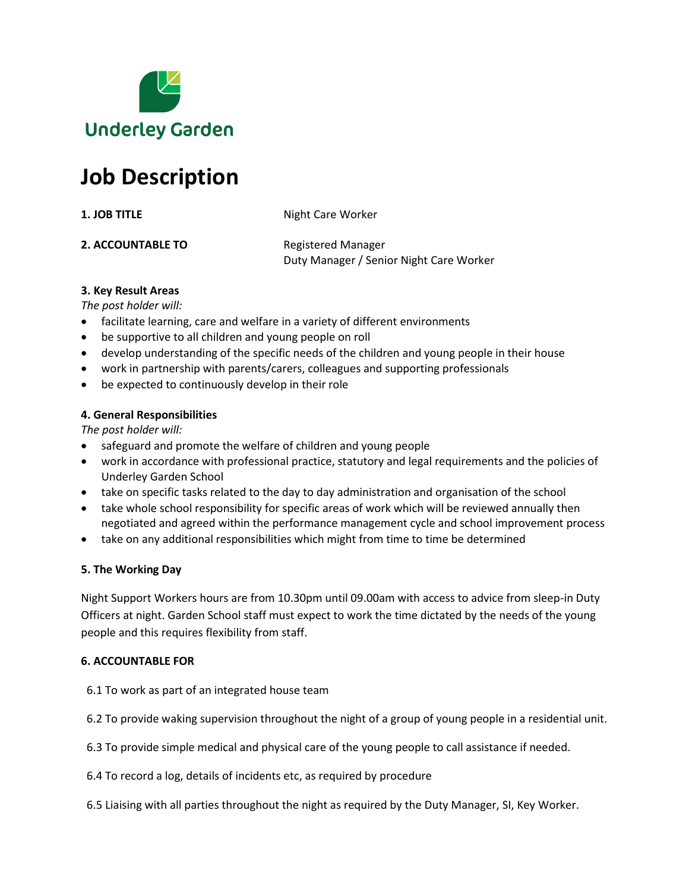Underley Garden

# Job Description

| | |
|---|---|
| **1. JOB TITLE** | Night Care Worker |
| **2. ACCOUNTABLE TO** | Registered Manager<br>Duty Manager / Senior Night Care Worker |

**3. Key Result Areas**

*The post holder will:*

- facilitate learning, care and welfare in a variety of different environments
- be supportive to all children and young people on roll
- develop understanding of the specific needs of the children and young people in their house
- work in partnership with parents/carers, colleagues and supporting professionals
- be expected to continuously develop in their role

**4. General Responsibilities**

*The post holder will:*

- safeguard and promote the welfare of children and young people
- work in accordance with professional practice, statutory and legal requirements and the policies of Underley Garden School
- take on specific tasks related to the day to day administration and organisation of the school
- take whole school responsibility for specific areas of work which will be reviewed annually then negotiated and agreed within the performance management cycle and school improvement process
- take on any additional responsibilities which might from time to time be determined

**5. The Working Day**

Night Support Workers hours are from 10.30pm until 09.00am with access to advice from sleep-in Duty Officers at night. Garden School staff must expect to work the time dictated by the needs of the young people and this requires flexibility from staff.

**6. ACCOUNTABLE FOR**

6.1 To work as part of an integrated house team

6.2 To provide waking supervision throughout the night of a group of young people in a residential unit.

6.3 To provide simple medical and physical care of the young people to call assistance if needed.

6.4 To record a log, details of incidents etc, as required by procedure

6.5 Liaising with all parties throughout the night as required by the Duty Manager, SI, Key Worker.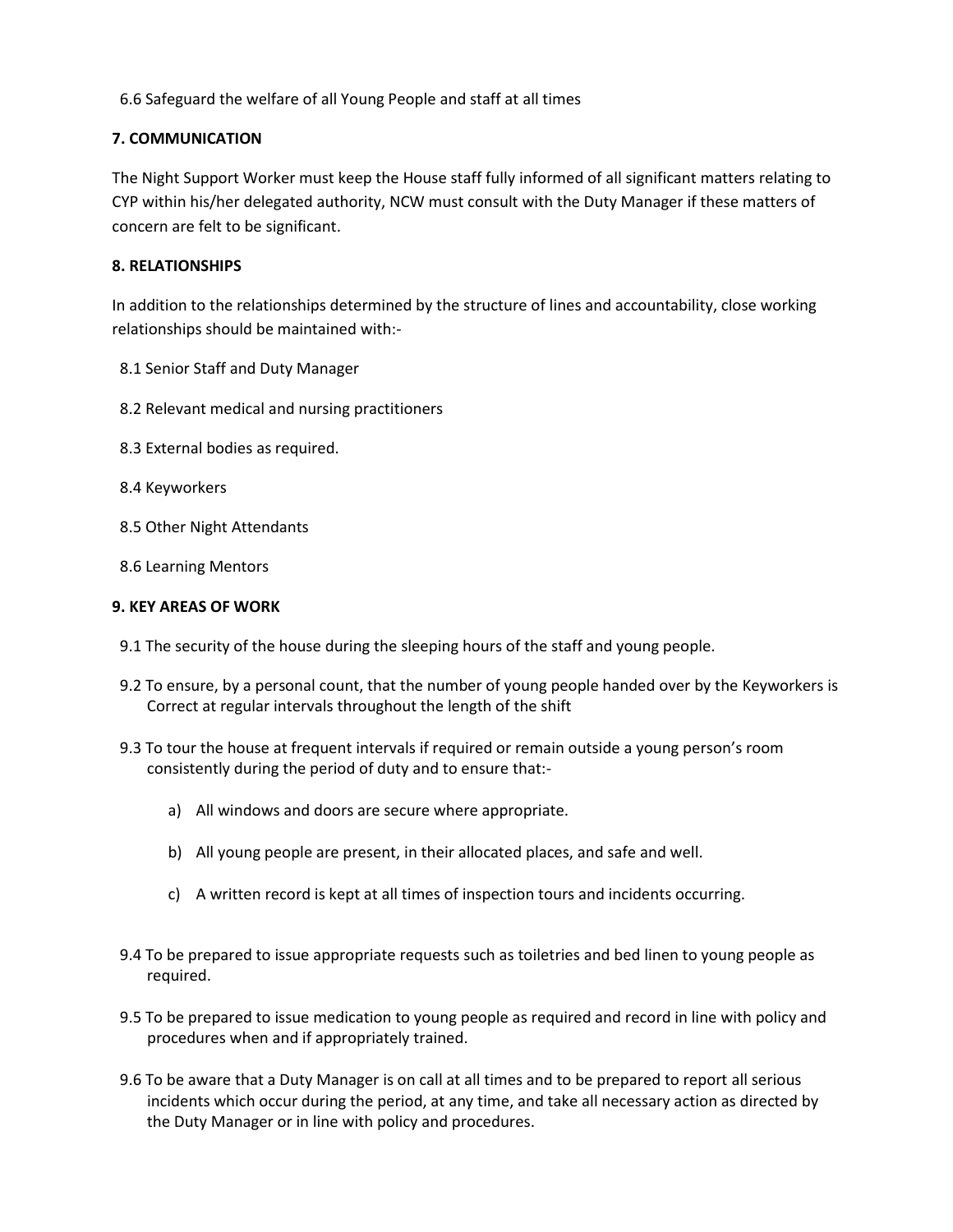6.6 Safeguard the welfare of all Young People and staff at all times

### 7. COMMUNICATION

The Night Support Worker must keep the House staff fully informed of all significant matters relating to CYP within his/her delegated authority, NCW must consult with the Duty Manager if these matters of concern are felt to be significant.

### 8. RELATIONSHIPS

In addition to the relationships determined by the structure of lines and accountability, close working relationships should be maintained with:-

8.1 Senior Staff and Duty Manager

8.2 Relevant medical and nursing practitioners

8.3 External bodies as required.

8.4 Keyworkers

8.5 Other Night Attendants

8.6 Learning Mentors

### 9. KEY AREAS OF WORK

9.1 The security of the house during the sleeping hours of the staff and young people.

9.2 To ensure, by a personal count, that the number of young people handed over by the Keyworkers is Correct at regular intervals throughout the length of the shift

9.3 To tour the house at frequent intervals if required or remain outside a young person's room consistently during the period of duty and to ensure that:-

a) All windows and doors are secure where appropriate.

b) All young people are present, in their allocated places, and safe and well.

c) A written record is kept at all times of inspection tours and incidents occurring.

9.4 To be prepared to issue appropriate requests such as toiletries and bed linen to young people as required.

9.5 To be prepared to issue medication to young people as required and record in line with policy and procedures when and if appropriately trained.

9.6 To be aware that a Duty Manager is on call at all times and to be prepared to report all serious incidents which occur during the period, at any time, and take all necessary action as directed by the Duty Manager or in line with policy and procedures.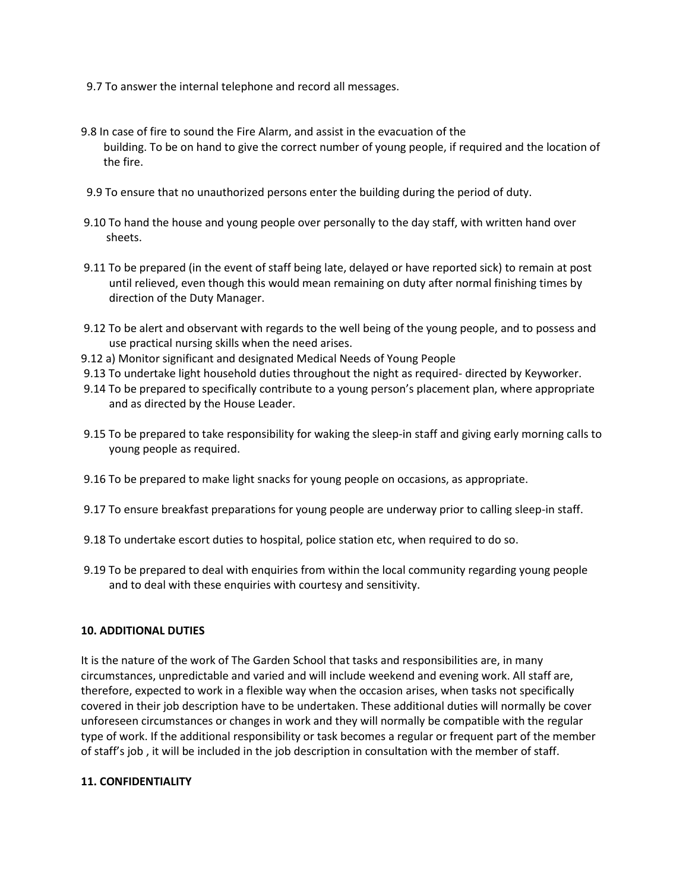9.7 To answer the internal telephone and record all messages.

9.8 In case of fire to sound the Fire Alarm, and assist in the evacuation of the building. To be on hand to give the correct number of young people, if required and the location of the fire.

9.9 To ensure that no unauthorized persons enter the building during the period of duty.

9.10 To hand the house and young people over personally to the day staff, with written hand over sheets.

9.11 To be prepared (in the event of staff being late, delayed or have reported sick) to remain at post until relieved, even though this would mean remaining on duty after normal finishing times by direction of the Duty Manager.

9.12 To be alert and observant with regards to the well being of the young people, and to possess and use practical nursing skills when the need arises.

9.12 a) Monitor significant and designated Medical Needs of Young People

9.13 To undertake light household duties throughout the night as required- directed by Keyworker.

9.14 To be prepared to specifically contribute to a young person's placement plan, where appropriate and as directed by the House Leader.

9.15 To be prepared to take responsibility for waking the sleep-in staff and giving early morning calls to young people as required.

9.16 To be prepared to make light snacks for young people on occasions, as appropriate.

9.17 To ensure breakfast preparations for young people are underway prior to calling sleep-in staff.

9.18 To undertake escort duties to hospital, police station etc, when required to do so.

9.19 To be prepared to deal with enquiries from within the local community regarding young people and to deal with these enquiries with courtesy and sensitivity.

**10. ADDITIONAL DUTIES**

It is the nature of the work of The Garden School that tasks and responsibilities are, in many circumstances, unpredictable and varied and will include weekend and evening work. All staff are, therefore, expected to work in a flexible way when the occasion arises, when tasks not specifically covered in their job description have to be undertaken. These additional duties will normally be cover unforeseen circumstances or changes in work and they will normally be compatible with the regular type of work. If the additional responsibility or task becomes a regular or frequent part of the member of staff's job , it will be included in the job description in consultation with the member of staff.

**11. CONFIDENTIALITY**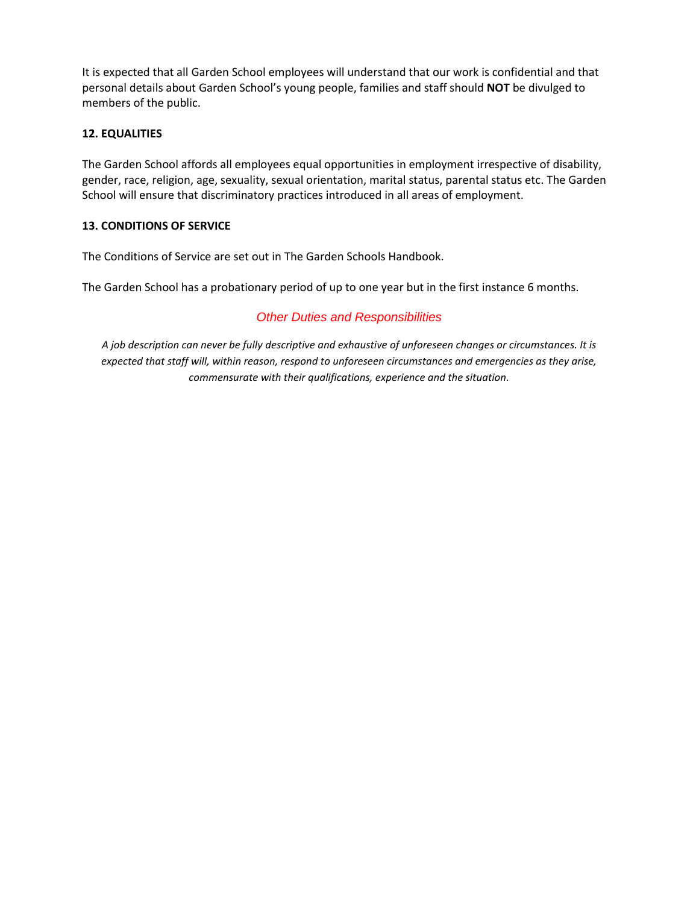It is expected that all Garden School employees will understand that our work is confidential and that personal details about Garden School's young people, families and staff should **NOT** be divulged to members of the public.

**12. EQUALITIES**

The Garden School affords all employees equal opportunities in employment irrespective of disability, gender, race, religion, age, sexuality, sexual orientation, marital status, parental status etc. The Garden School will ensure that discriminatory practices introduced in all areas of employment.

**13. CONDITIONS OF SERVICE**

The Conditions of Service are set out in The Garden Schools Handbook.

The Garden School has a probationary period of up to one year but in the first instance 6 months.

## *Other Duties and Responsibilities*

*A job description can never be fully descriptive and exhaustive of unforeseen changes or circumstances. It is expected that staff will, within reason, respond to unforeseen circumstances and emergencies as they arise, commensurate with their qualifications, experience and the situation.*